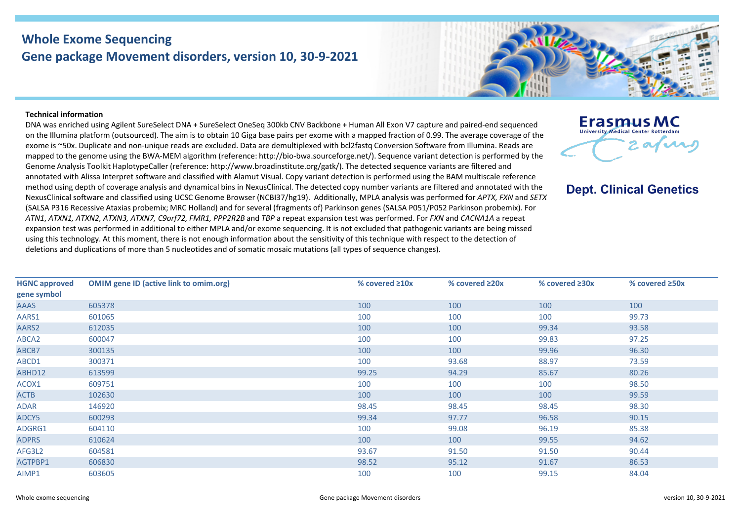# Whole Exome Sequencing
## Gene package Movement disorders, version 10, 30-9-2021

Erasmus MC
University Medical Center Rotterdam

**Dept. Clinical Genetics**

**Technical information**

DNA was enriched using Agilent SureSelect DNA + SureSelect OneSeq 300kb CNV Backbone + Human All Exon V7 capture and paired-end sequenced on the Illumina platform (outsourced). The aim is to obtain 10 Giga base pairs per exome with a mapped fraction of 0.99. The average coverage of the exome is ~50x. Duplicate and non-unique reads are excluded. Data are demultiplexed with bcl2fastq Conversion Software from Illumina. Reads are mapped to the genome using the BWA-MEM algorithm (reference: http://bio-bwa.sourceforge.net/). Sequence variant detection is performed by the Genome Analysis Toolkit HaplotypeCaller (reference: http://www.broadinstitute.org/gatk/). The detected sequence variants are filtered and annotated with Alissa Interpret software and classified with Alamut Visual. Copy variant detection is performed using the BAM multiscale reference method using depth of coverage analysis and dynamical bins in NexusClinical. The detected copy number variants are filtered and annotated with the NexusClinical software and classified using UCSC Genome Browser (NCBI37/hg19). Additionally, MPLA analysis was performed for *APTX, FXN* and *SETX* (SALSA P316 Recessive Ataxias probemix; MRC Holland) and for several (fragments of) Parkinson genes (SALSA P051/P052 Parkinson probemix). For *ATN1*, *ATXN1, ATXN2, ATXN3, ATXN7, C9orf72, FMR1, PPP2R2B* and *TBP* a repeat expansion test was performed. For *FXN* and *CACNA1A* a repeat expansion test was performed in additional to either MPLA and/or exome sequencing. It is not excluded that pathogenic variants are being missed using this technology. At this moment, there is not enough information about the sensitivity of this technique with respect to the detection of deletions and duplications of more than 5 nucleotides and of somatic mosaic mutations (all types of sequence changes).

| HGNC approved gene symbol | OMIM gene ID (active link to omim.org) | % covered ≥10x | % covered ≥20x | % covered ≥30x | % covered ≥50x |
|---|---|---|---|---|---|
| AAAS | 605378 | 100 | 100 | 100 | 100 |
| AARS1 | 601065 | 100 | 100 | 100 | 99.73 |
| AARS2 | 612035 | 100 | 100 | 99.34 | 93.58 |
| ABCA2 | 600047 | 100 | 100 | 99.83 | 97.25 |
| ABCB7 | 300135 | 100 | 100 | 99.96 | 96.30 |
| ABCD1 | 300371 | 100 | 93.68 | 88.97 | 73.59 |
| ABHD12 | 613599 | 99.25 | 94.29 | 85.67 | 80.26 |
| ACOX1 | 609751 | 100 | 100 | 100 | 98.50 |
| ACTB | 102630 | 100 | 100 | 100 | 99.59 |
| ADAR | 146920 | 98.45 | 98.45 | 98.45 | 98.30 |
| ADCY5 | 600293 | 99.34 | 97.77 | 96.58 | 90.15 |
| ADGRG1 | 604110 | 100 | 99.08 | 96.19 | 85.38 |
| ADPRS | 610624 | 100 | 100 | 99.55 | 94.62 |
| AFG3L2 | 604581 | 93.67 | 91.50 | 91.50 | 90.44 |
| AGTPBP1 | 606830 | 98.52 | 95.12 | 91.67 | 86.53 |
| AIMP1 | 603605 | 100 | 100 | 99.15 | 84.04 |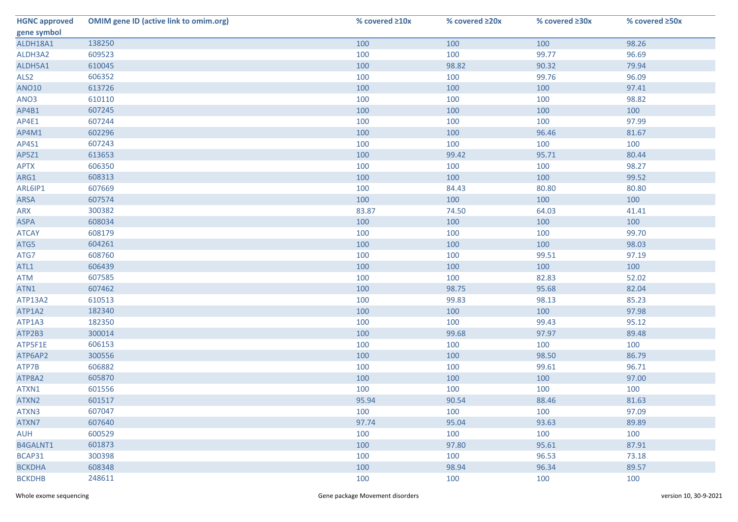| HGNC approved gene symbol | OMIM gene ID (active link to omim.org) | % covered ≥10x | % covered ≥20x | % covered ≥30x | % covered ≥50x |
|---|---|---|---|---|---|
| ALDH18A1 | 138250 | 100 | 100 | 100 | 98.26 |
| ALDH3A2 | 609523 | 100 | 100 | 99.77 | 96.69 |
| ALDH5A1 | 610045 | 100 | 98.82 | 90.32 | 79.94 |
| ALS2 | 606352 | 100 | 100 | 99.76 | 96.09 |
| ANO10 | 613726 | 100 | 100 | 100 | 97.41 |
| ANO3 | 610110 | 100 | 100 | 100 | 98.82 |
| AP4B1 | 607245 | 100 | 100 | 100 | 100 |
| AP4E1 | 607244 | 100 | 100 | 100 | 97.99 |
| AP4M1 | 602296 | 100 | 100 | 96.46 | 81.67 |
| AP4S1 | 607243 | 100 | 100 | 100 | 100 |
| AP5Z1 | 613653 | 100 | 99.42 | 95.71 | 80.44 |
| APTX | 606350 | 100 | 100 | 100 | 98.27 |
| ARG1 | 608313 | 100 | 100 | 100 | 99.52 |
| ARL6IP1 | 607669 | 100 | 84.43 | 80.80 | 80.80 |
| ARSA | 607574 | 100 | 100 | 100 | 100 |
| ARX | 300382 | 83.87 | 74.50 | 64.03 | 41.41 |
| ASPA | 608034 | 100 | 100 | 100 | 100 |
| ATCAY | 608179 | 100 | 100 | 100 | 99.70 |
| ATG5 | 604261 | 100 | 100 | 100 | 98.03 |
| ATG7 | 608760 | 100 | 100 | 99.51 | 97.19 |
| ATL1 | 606439 | 100 | 100 | 100 | 100 |
| ATM | 607585 | 100 | 100 | 82.83 | 52.02 |
| ATN1 | 607462 | 100 | 98.75 | 95.68 | 82.04 |
| ATP13A2 | 610513 | 100 | 99.83 | 98.13 | 85.23 |
| ATP1A2 | 182340 | 100 | 100 | 100 | 97.98 |
| ATP1A3 | 182350 | 100 | 100 | 99.43 | 95.12 |
| ATP2B3 | 300014 | 100 | 99.68 | 97.97 | 89.48 |
| ATP5F1E | 606153 | 100 | 100 | 100 | 100 |
| ATP6AP2 | 300556 | 100 | 100 | 98.50 | 86.79 |
| ATP7B | 606882 | 100 | 100 | 99.61 | 96.71 |
| ATP8A2 | 605870 | 100 | 100 | 100 | 97.00 |
| ATXN1 | 601556 | 100 | 100 | 100 | 100 |
| ATXN2 | 601517 | 95.94 | 90.54 | 88.46 | 81.63 |
| ATXN3 | 607047 | 100 | 100 | 100 | 97.09 |
| ATXN7 | 607640 | 97.74 | 95.04 | 93.63 | 89.89 |
| AUH | 600529 | 100 | 100 | 100 | 100 |
| B4GALNT1 | 601873 | 100 | 97.80 | 95.61 | 87.91 |
| BCAP31 | 300398 | 100 | 100 | 96.53 | 73.18 |
| BCKDHA | 608348 | 100 | 98.94 | 96.34 | 89.57 |
| BCKDHB | 248611 | 100 | 100 | 100 | 100 |

Whole exome sequencing — Gene package Movement disorders — version 10, 30-9-2021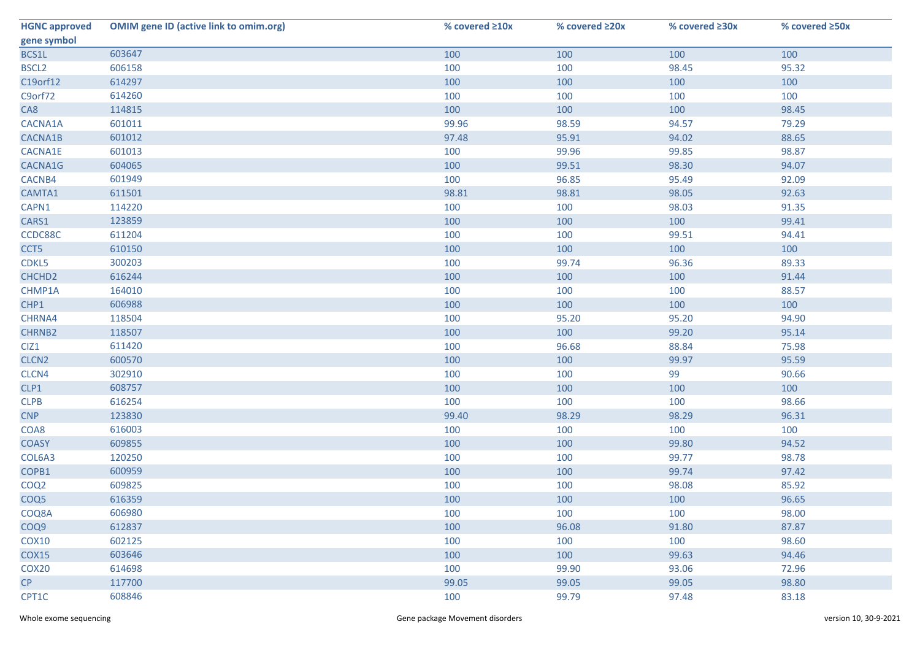| HGNC approved gene symbol | OMIM gene ID (active link to omim.org) | % covered ≥10x | % covered ≥20x | % covered ≥30x | % covered ≥50x |
|---|---|---|---|---|---|
| BCS1L | 603647 | 100 | 100 | 100 | 100 |
| BSCL2 | 606158 | 100 | 100 | 98.45 | 95.32 |
| C19orf12 | 614297 | 100 | 100 | 100 | 100 |
| C9orf72 | 614260 | 100 | 100 | 100 | 100 |
| CA8 | 114815 | 100 | 100 | 100 | 98.45 |
| CACNA1A | 601011 | 99.96 | 98.59 | 94.57 | 79.29 |
| CACNA1B | 601012 | 97.48 | 95.91 | 94.02 | 88.65 |
| CACNA1E | 601013 | 100 | 99.96 | 99.85 | 98.87 |
| CACNA1G | 604065 | 100 | 99.51 | 98.30 | 94.07 |
| CACNB4 | 601949 | 100 | 96.85 | 95.49 | 92.09 |
| CAMTA1 | 611501 | 98.81 | 98.81 | 98.05 | 92.63 |
| CAPN1 | 114220 | 100 | 100 | 98.03 | 91.35 |
| CARS1 | 123859 | 100 | 100 | 100 | 99.41 |
| CCDC88C | 611204 | 100 | 100 | 99.51 | 94.41 |
| CCT5 | 610150 | 100 | 100 | 100 | 100 |
| CDKL5 | 300203 | 100 | 99.74 | 96.36 | 89.33 |
| CHCHD2 | 616244 | 100 | 100 | 100 | 91.44 |
| CHMP1A | 164010 | 100 | 100 | 100 | 88.57 |
| CHP1 | 606988 | 100 | 100 | 100 | 100 |
| CHRNA4 | 118504 | 100 | 95.20 | 95.20 | 94.90 |
| CHRNB2 | 118507 | 100 | 100 | 99.20 | 95.14 |
| CIZ1 | 611420 | 100 | 96.68 | 88.84 | 75.98 |
| CLCN2 | 600570 | 100 | 100 | 99.97 | 95.59 |
| CLCN4 | 302910 | 100 | 100 | 99 | 90.66 |
| CLP1 | 608757 | 100 | 100 | 100 | 100 |
| CLPB | 616254 | 100 | 100 | 100 | 98.66 |
| CNP | 123830 | 99.40 | 98.29 | 98.29 | 96.31 |
| COA8 | 616003 | 100 | 100 | 100 | 100 |
| COASY | 609855 | 100 | 100 | 99.80 | 94.52 |
| COL6A3 | 120250 | 100 | 100 | 99.77 | 98.78 |
| COPB1 | 600959 | 100 | 100 | 99.74 | 97.42 |
| COQ2 | 609825 | 100 | 100 | 98.08 | 85.92 |
| COQ5 | 616359 | 100 | 100 | 100 | 96.65 |
| COQ8A | 606980 | 100 | 100 | 100 | 98.00 |
| COQ9 | 612837 | 100 | 96.08 | 91.80 | 87.87 |
| COX10 | 602125 | 100 | 100 | 100 | 98.60 |
| COX15 | 603646 | 100 | 100 | 99.63 | 94.46 |
| COX20 | 614698 | 100 | 99.90 | 93.06 | 72.96 |
| CP | 117700 | 99.05 | 99.05 | 99.05 | 98.80 |
| CPT1C | 608846 | 100 | 99.79 | 97.48 | 83.18 |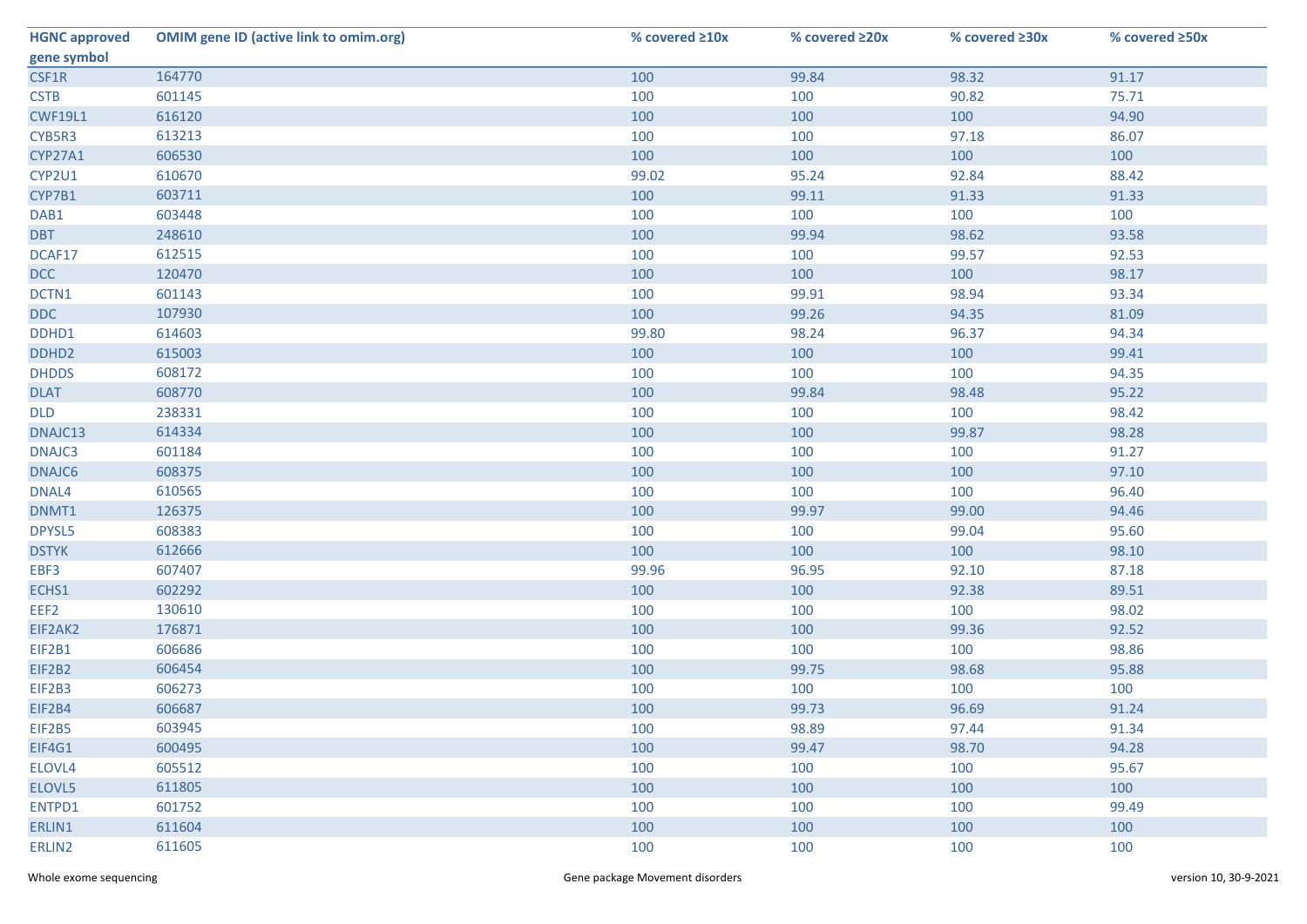| HGNC approved gene symbol | OMIM gene ID (active link to omim.org) | % covered ≥10x | % covered ≥20x | % covered ≥30x | % covered ≥50x |
|---|---|---|---|---|---|
| CSF1R | 164770 | 100 | 99.84 | 98.32 | 91.17 |
| CSTB | 601145 | 100 | 100 | 90.82 | 75.71 |
| CWF19L1 | 616120 | 100 | 100 | 100 | 94.90 |
| CYB5R3 | 613213 | 100 | 100 | 97.18 | 86.07 |
| CYP27A1 | 606530 | 100 | 100 | 100 | 100 |
| CYP2U1 | 610670 | 99.02 | 95.24 | 92.84 | 88.42 |
| CYP7B1 | 603711 | 100 | 99.11 | 91.33 | 91.33 |
| DAB1 | 603448 | 100 | 100 | 100 | 100 |
| DBT | 248610 | 100 | 99.94 | 98.62 | 93.58 |
| DCAF17 | 612515 | 100 | 100 | 99.57 | 92.53 |
| DCC | 120470 | 100 | 100 | 100 | 98.17 |
| DCTN1 | 601143 | 100 | 99.91 | 98.94 | 93.34 |
| DDC | 107930 | 100 | 99.26 | 94.35 | 81.09 |
| DDHD1 | 614603 | 99.80 | 98.24 | 96.37 | 94.34 |
| DDHD2 | 615003 | 100 | 100 | 100 | 99.41 |
| DHDDS | 608172 | 100 | 100 | 100 | 94.35 |
| DLAT | 608770 | 100 | 99.84 | 98.48 | 95.22 |
| DLD | 238331 | 100 | 100 | 100 | 98.42 |
| DNAJC13 | 614334 | 100 | 100 | 99.87 | 98.28 |
| DNAJC3 | 601184 | 100 | 100 | 100 | 91.27 |
| DNAJC6 | 608375 | 100 | 100 | 100 | 97.10 |
| DNAL4 | 610565 | 100 | 100 | 100 | 96.40 |
| DNMT1 | 126375 | 100 | 99.97 | 99.00 | 94.46 |
| DPYSL5 | 608383 | 100 | 100 | 99.04 | 95.60 |
| DSTYK | 612666 | 100 | 100 | 100 | 98.10 |
| EBF3 | 607407 | 99.96 | 96.95 | 92.10 | 87.18 |
| ECHS1 | 602292 | 100 | 100 | 92.38 | 89.51 |
| EEF2 | 130610 | 100 | 100 | 100 | 98.02 |
| EIF2AK2 | 176871 | 100 | 100 | 99.36 | 92.52 |
| EIF2B1 | 606686 | 100 | 100 | 100 | 98.86 |
| EIF2B2 | 606454 | 100 | 99.75 | 98.68 | 95.88 |
| EIF2B3 | 606273 | 100 | 100 | 100 | 100 |
| EIF2B4 | 606687 | 100 | 99.73 | 96.69 | 91.24 |
| EIF2B5 | 603945 | 100 | 98.89 | 97.44 | 91.34 |
| EIF4G1 | 600495 | 100 | 99.47 | 98.70 | 94.28 |
| ELOVL4 | 605512 | 100 | 100 | 100 | 95.67 |
| ELOVL5 | 611805 | 100 | 100 | 100 | 100 |
| ENTPD1 | 601752 | 100 | 100 | 100 | 99.49 |
| ERLIN1 | 611604 | 100 | 100 | 100 | 100 |
| ERLIN2 | 611605 | 100 | 100 | 100 | 100 |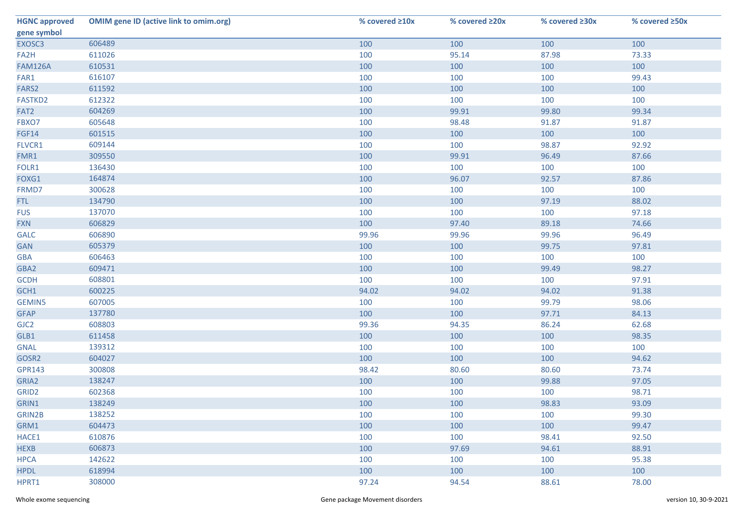| HGNC approved gene symbol | OMIM gene ID (active link to omim.org) | % covered ≥10x | % covered ≥20x | % covered ≥30x | % covered ≥50x |
| --- | --- | --- | --- | --- | --- |
| EXOSC3 | 606489 | 100 | 100 | 100 | 100 |
| FA2H | 611026 | 100 | 95.14 | 87.98 | 73.33 |
| FAM126A | 610531 | 100 | 100 | 100 | 100 |
| FAR1 | 616107 | 100 | 100 | 100 | 99.43 |
| FARS2 | 611592 | 100 | 100 | 100 | 100 |
| FASTKD2 | 612322 | 100 | 100 | 100 | 100 |
| FAT2 | 604269 | 100 | 99.91 | 99.80 | 99.34 |
| FBXO7 | 605648 | 100 | 98.48 | 91.87 | 91.87 |
| FGF14 | 601515 | 100 | 100 | 100 | 100 |
| FLVCR1 | 609144 | 100 | 100 | 98.87 | 92.92 |
| FMR1 | 309550 | 100 | 99.91 | 96.49 | 87.66 |
| FOLR1 | 136430 | 100 | 100 | 100 | 100 |
| FOXG1 | 164874 | 100 | 96.07 | 92.57 | 87.86 |
| FRMD7 | 300628 | 100 | 100 | 100 | 100 |
| FTL | 134790 | 100 | 100 | 97.19 | 88.02 |
| FUS | 137070 | 100 | 100 | 100 | 97.18 |
| FXN | 606829 | 100 | 97.40 | 89.18 | 74.66 |
| GALC | 606890 | 99.96 | 99.96 | 99.96 | 96.49 |
| GAN | 605379 | 100 | 100 | 99.75 | 97.81 |
| GBA | 606463 | 100 | 100 | 100 | 100 |
| GBA2 | 609471 | 100 | 100 | 99.49 | 98.27 |
| GCDH | 608801 | 100 | 100 | 100 | 97.91 |
| GCH1 | 600225 | 94.02 | 94.02 | 94.02 | 91.38 |
| GEMIN5 | 607005 | 100 | 100 | 99.79 | 98.06 |
| GFAP | 137780 | 100 | 100 | 97.71 | 84.13 |
| GJC2 | 608803 | 99.36 | 94.35 | 86.24 | 62.68 |
| GLB1 | 611458 | 100 | 100 | 100 | 98.35 |
| GNAL | 139312 | 100 | 100 | 100 | 100 |
| GOSR2 | 604027 | 100 | 100 | 100 | 94.62 |
| GPR143 | 300808 | 98.42 | 80.60 | 80.60 | 73.74 |
| GRIA2 | 138247 | 100 | 100 | 99.88 | 97.05 |
| GRID2 | 602368 | 100 | 100 | 100 | 98.71 |
| GRIN1 | 138249 | 100 | 100 | 98.83 | 93.09 |
| GRIN2B | 138252 | 100 | 100 | 100 | 99.30 |
| GRM1 | 604473 | 100 | 100 | 100 | 99.47 |
| HACE1 | 610876 | 100 | 100 | 98.41 | 92.50 |
| HEXB | 606873 | 100 | 97.69 | 94.61 | 88.91 |
| HPCA | 142622 | 100 | 100 | 100 | 95.38 |
| HPDL | 618994 | 100 | 100 | 100 | 100 |
| HPRT1 | 308000 | 97.24 | 94.54 | 88.61 | 78.00 |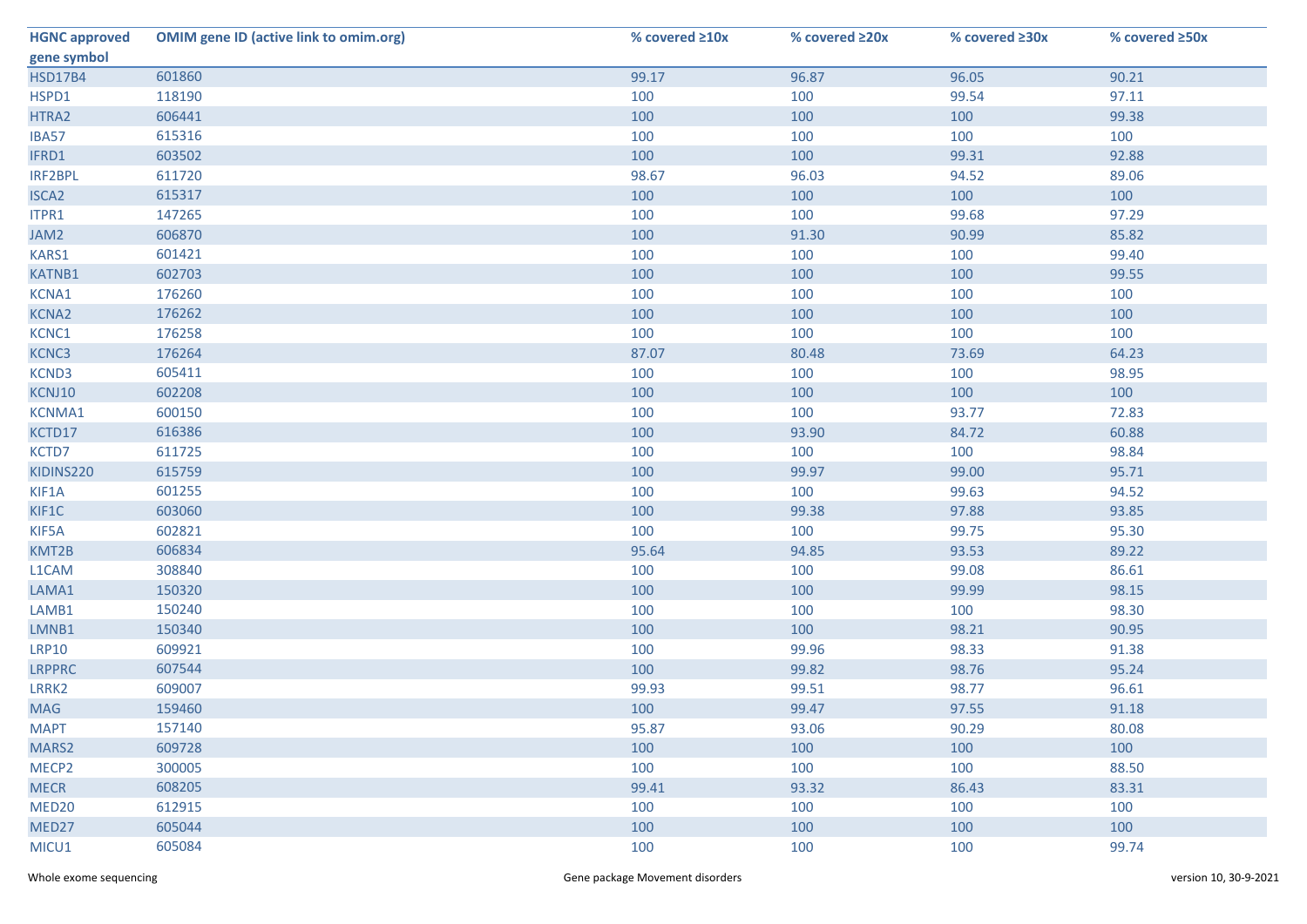| HGNC approved gene symbol | OMIM gene ID (active link to omim.org) | % covered ≥10x | % covered ≥20x | % covered ≥30x | % covered ≥50x |
|---|---|---|---|---|---|
| HSD17B4 | 601860 | 99.17 | 96.87 | 96.05 | 90.21 |
| HSPD1 | 118190 | 100 | 100 | 99.54 | 97.11 |
| HTRA2 | 606441 | 100 | 100 | 100 | 99.38 |
| IBA57 | 615316 | 100 | 100 | 100 | 100 |
| IFRD1 | 603502 | 100 | 100 | 99.31 | 92.88 |
| IRF2BPL | 611720 | 98.67 | 96.03 | 94.52 | 89.06 |
| ISCA2 | 615317 | 100 | 100 | 100 | 100 |
| ITPR1 | 147265 | 100 | 100 | 99.68 | 97.29 |
| JAM2 | 606870 | 100 | 91.30 | 90.99 | 85.82 |
| KARS1 | 601421 | 100 | 100 | 100 | 99.40 |
| KATNB1 | 602703 | 100 | 100 | 100 | 99.55 |
| KCNA1 | 176260 | 100 | 100 | 100 | 100 |
| KCNA2 | 176262 | 100 | 100 | 100 | 100 |
| KCNC1 | 176258 | 100 | 100 | 100 | 100 |
| KCNC3 | 176264 | 87.07 | 80.48 | 73.69 | 64.23 |
| KCND3 | 605411 | 100 | 100 | 100 | 98.95 |
| KCNJ10 | 602208 | 100 | 100 | 100 | 100 |
| KCNMA1 | 600150 | 100 | 100 | 93.77 | 72.83 |
| KCTD17 | 616386 | 100 | 93.90 | 84.72 | 60.88 |
| KCTD7 | 611725 | 100 | 100 | 100 | 98.84 |
| KIDINS220 | 615759 | 100 | 99.97 | 99.00 | 95.71 |
| KIF1A | 601255 | 100 | 100 | 99.63 | 94.52 |
| KIF1C | 603060 | 100 | 99.38 | 97.88 | 93.85 |
| KIF5A | 602821 | 100 | 100 | 99.75 | 95.30 |
| KMT2B | 606834 | 95.64 | 94.85 | 93.53 | 89.22 |
| L1CAM | 308840 | 100 | 100 | 99.08 | 86.61 |
| LAMA1 | 150320 | 100 | 100 | 99.99 | 98.15 |
| LAMB1 | 150240 | 100 | 100 | 100 | 98.30 |
| LMNB1 | 150340 | 100 | 100 | 98.21 | 90.95 |
| LRP10 | 609921 | 100 | 99.96 | 98.33 | 91.38 |
| LRPPRC | 607544 | 100 | 99.82 | 98.76 | 95.24 |
| LRRK2 | 609007 | 99.93 | 99.51 | 98.77 | 96.61 |
| MAG | 159460 | 100 | 99.47 | 97.55 | 91.18 |
| MAPT | 157140 | 95.87 | 93.06 | 90.29 | 80.08 |
| MARS2 | 609728 | 100 | 100 | 100 | 100 |
| MECP2 | 300005 | 100 | 100 | 100 | 88.50 |
| MECR | 608205 | 99.41 | 93.32 | 86.43 | 83.31 |
| MED20 | 612915 | 100 | 100 | 100 | 100 |
| MED27 | 605044 | 100 | 100 | 100 | 100 |
| MICU1 | 605084 | 100 | 100 | 100 | 99.74 |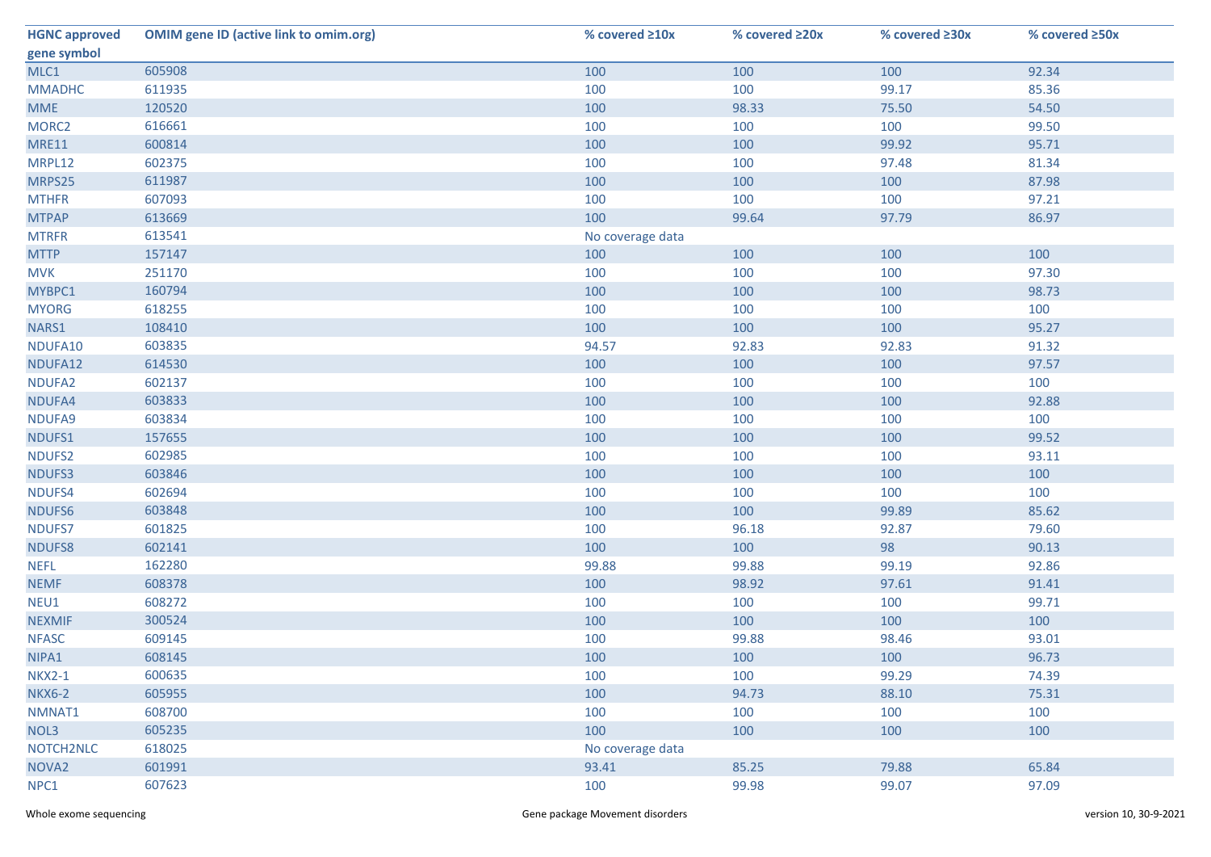| HGNC approved gene symbol | OMIM gene ID (active link to omim.org) | % covered ≥10x | % covered ≥20x | % covered ≥30x | % covered ≥50x |
|---|---|---|---|---|---|
| MLC1 | 605908 | 100 | 100 | 100 | 92.34 |
| MMADHC | 611935 | 100 | 100 | 99.17 | 85.36 |
| MME | 120520 | 100 | 98.33 | 75.50 | 54.50 |
| MORC2 | 616661 | 100 | 100 | 100 | 99.50 |
| MRE11 | 600814 | 100 | 100 | 99.92 | 95.71 |
| MRPL12 | 602375 | 100 | 100 | 97.48 | 81.34 |
| MRPS25 | 611987 | 100 | 100 | 100 | 87.98 |
| MTHFR | 607093 | 100 | 100 | 100 | 97.21 |
| MTPAP | 613669 | 100 | 99.64 | 97.79 | 86.97 |
| MTRFR | 613541 | No coverage data | | | |
| MTTP | 157147 | 100 | 100 | 100 | 100 |
| MVK | 251170 | 100 | 100 | 100 | 97.30 |
| MYBPC1 | 160794 | 100 | 100 | 100 | 98.73 |
| MYORG | 618255 | 100 | 100 | 100 | 100 |
| NARS1 | 108410 | 100 | 100 | 100 | 95.27 |
| NDUFA10 | 603835 | 94.57 | 92.83 | 92.83 | 91.32 |
| NDUFA12 | 614530 | 100 | 100 | 100 | 97.57 |
| NDUFA2 | 602137 | 100 | 100 | 100 | 100 |
| NDUFA4 | 603833 | 100 | 100 | 100 | 92.88 |
| NDUFA9 | 603834 | 100 | 100 | 100 | 100 |
| NDUFS1 | 157655 | 100 | 100 | 100 | 99.52 |
| NDUFS2 | 602985 | 100 | 100 | 100 | 93.11 |
| NDUFS3 | 603846 | 100 | 100 | 100 | 100 |
| NDUFS4 | 602694 | 100 | 100 | 100 | 100 |
| NDUFS6 | 603848 | 100 | 100 | 99.89 | 85.62 |
| NDUFS7 | 601825 | 100 | 96.18 | 92.87 | 79.60 |
| NDUFS8 | 602141 | 100 | 100 | 98 | 90.13 |
| NEFL | 162280 | 99.88 | 99.88 | 99.19 | 92.86 |
| NEMF | 608378 | 100 | 98.92 | 97.61 | 91.41 |
| NEU1 | 608272 | 100 | 100 | 100 | 99.71 |
| NEXMIF | 300524 | 100 | 100 | 100 | 100 |
| NFASC | 609145 | 100 | 99.88 | 98.46 | 93.01 |
| NIPA1 | 608145 | 100 | 100 | 100 | 96.73 |
| NKX2-1 | 600635 | 100 | 100 | 99.29 | 74.39 |
| NKX6-2 | 605955 | 100 | 94.73 | 88.10 | 75.31 |
| NMNAT1 | 608700 | 100 | 100 | 100 | 100 |
| NOL3 | 605235 | 100 | 100 | 100 | 100 |
| NOTCH2NLC | 618025 | No coverage data | | | |
| NOVA2 | 601991 | 93.41 | 85.25 | 79.88 | 65.84 |
| NPC1 | 607623 | 100 | 99.98 | 99.07 | 97.09 |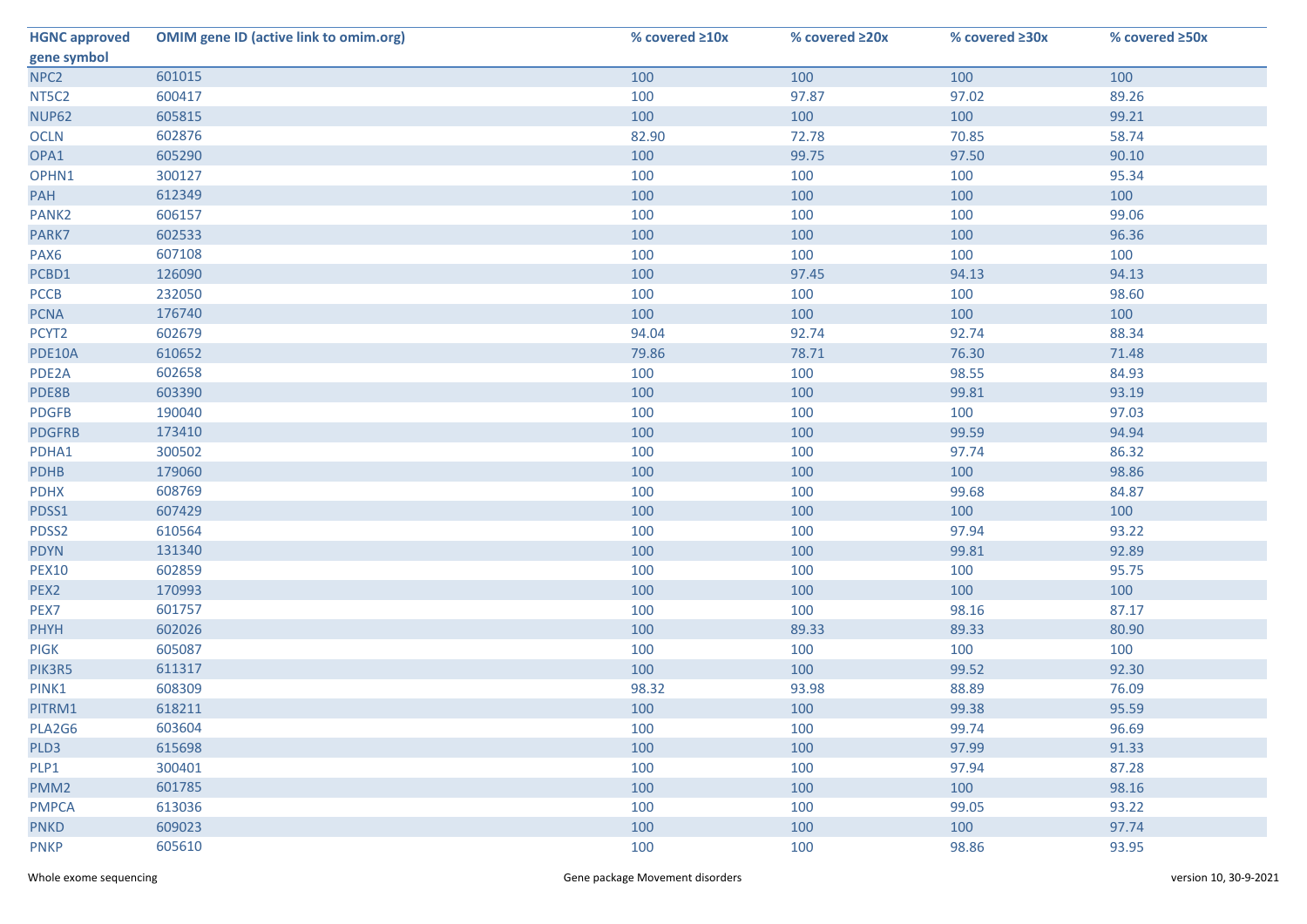| HGNC approved gene symbol | OMIM gene ID (active link to omim.org) | % covered ≥10x | % covered ≥20x | % covered ≥30x | % covered ≥50x |
|---|---|---|---|---|---|
| NPC2 | 601015 | 100 | 100 | 100 | 100 |
| NT5C2 | 600417 | 100 | 97.87 | 97.02 | 89.26 |
| NUP62 | 605815 | 100 | 100 | 100 | 99.21 |
| OCLN | 602876 | 82.90 | 72.78 | 70.85 | 58.74 |
| OPA1 | 605290 | 100 | 99.75 | 97.50 | 90.10 |
| OPHN1 | 300127 | 100 | 100 | 100 | 95.34 |
| PAH | 612349 | 100 | 100 | 100 | 100 |
| PANK2 | 606157 | 100 | 100 | 100 | 99.06 |
| PARK7 | 602533 | 100 | 100 | 100 | 96.36 |
| PAX6 | 607108 | 100 | 100 | 100 | 100 |
| PCBD1 | 126090 | 100 | 97.45 | 94.13 | 94.13 |
| PCCB | 232050 | 100 | 100 | 100 | 98.60 |
| PCNA | 176740 | 100 | 100 | 100 | 100 |
| PCYT2 | 602679 | 94.04 | 92.74 | 92.74 | 88.34 |
| PDE10A | 610652 | 79.86 | 78.71 | 76.30 | 71.48 |
| PDE2A | 602658 | 100 | 100 | 98.55 | 84.93 |
| PDE8B | 603390 | 100 | 100 | 99.81 | 93.19 |
| PDGFB | 190040 | 100 | 100 | 100 | 97.03 |
| PDGFRB | 173410 | 100 | 100 | 99.59 | 94.94 |
| PDHA1 | 300502 | 100 | 100 | 97.74 | 86.32 |
| PDHB | 179060 | 100 | 100 | 100 | 98.86 |
| PDHX | 608769 | 100 | 100 | 99.68 | 84.87 |
| PDSS1 | 607429 | 100 | 100 | 100 | 100 |
| PDSS2 | 610564 | 100 | 100 | 97.94 | 93.22 |
| PDYN | 131340 | 100 | 100 | 99.81 | 92.89 |
| PEX10 | 602859 | 100 | 100 | 100 | 95.75 |
| PEX2 | 170993 | 100 | 100 | 100 | 100 |
| PEX7 | 601757 | 100 | 100 | 98.16 | 87.17 |
| PHYH | 602026 | 100 | 89.33 | 89.33 | 80.90 |
| PIGK | 605087 | 100 | 100 | 100 | 100 |
| PIK3R5 | 611317 | 100 | 100 | 99.52 | 92.30 |
| PINK1 | 608309 | 98.32 | 93.98 | 88.89 | 76.09 |
| PITRM1 | 618211 | 100 | 100 | 99.38 | 95.59 |
| PLA2G6 | 603604 | 100 | 100 | 99.74 | 96.69 |
| PLD3 | 615698 | 100 | 100 | 97.99 | 91.33 |
| PLP1 | 300401 | 100 | 100 | 97.94 | 87.28 |
| PMM2 | 601785 | 100 | 100 | 100 | 98.16 |
| PMPCA | 613036 | 100 | 100 | 99.05 | 93.22 |
| PNKD | 609023 | 100 | 100 | 100 | 97.74 |
| PNKP | 605610 | 100 | 100 | 98.86 | 93.95 |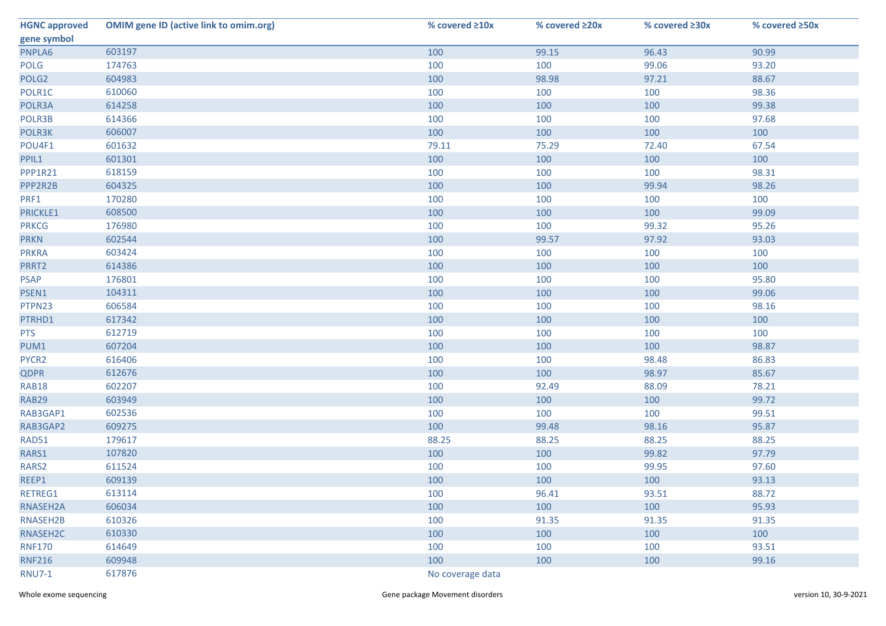| HGNC approved gene symbol | OMIM gene ID (active link to omim.org) | % covered ≥10x | % covered ≥20x | % covered ≥30x | % covered ≥50x |
|---|---|---|---|---|---|
| PNPLA6 | 603197 | 100 | 99.15 | 96.43 | 90.99 |
| POLG | 174763 | 100 | 100 | 99.06 | 93.20 |
| POLG2 | 604983 | 100 | 98.98 | 97.21 | 88.67 |
| POLR1C | 610060 | 100 | 100 | 100 | 98.36 |
| POLR3A | 614258 | 100 | 100 | 100 | 99.38 |
| POLR3B | 614366 | 100 | 100 | 100 | 97.68 |
| POLR3K | 606007 | 100 | 100 | 100 | 100 |
| POU4F1 | 601632 | 79.11 | 75.29 | 72.40 | 67.54 |
| PPIL1 | 601301 | 100 | 100 | 100 | 100 |
| PPP1R21 | 618159 | 100 | 100 | 100 | 98.31 |
| PPP2R2B | 604325 | 100 | 100 | 99.94 | 98.26 |
| PRF1 | 170280 | 100 | 100 | 100 | 100 |
| PRICKLE1 | 608500 | 100 | 100 | 100 | 99.09 |
| PRKCG | 176980 | 100 | 100 | 99.32 | 95.26 |
| PRKN | 602544 | 100 | 99.57 | 97.92 | 93.03 |
| PRKRA | 603424 | 100 | 100 | 100 | 100 |
| PRRT2 | 614386 | 100 | 100 | 100 | 100 |
| PSAP | 176801 | 100 | 100 | 100 | 95.80 |
| PSEN1 | 104311 | 100 | 100 | 100 | 99.06 |
| PTPN23 | 606584 | 100 | 100 | 100 | 98.16 |
| PTRHD1 | 617342 | 100 | 100 | 100 | 100 |
| PTS | 612719 | 100 | 100 | 100 | 100 |
| PUM1 | 607204 | 100 | 100 | 100 | 98.87 |
| PYCR2 | 616406 | 100 | 100 | 98.48 | 86.83 |
| QDPR | 612676 | 100 | 100 | 98.97 | 85.67 |
| RAB18 | 602207 | 100 | 92.49 | 88.09 | 78.21 |
| RAB29 | 603949 | 100 | 100 | 100 | 99.72 |
| RAB3GAP1 | 602536 | 100 | 100 | 100 | 99.51 |
| RAB3GAP2 | 609275 | 100 | 99.48 | 98.16 | 95.87 |
| RAD51 | 179617 | 88.25 | 88.25 | 88.25 | 88.25 |
| RARS1 | 107820 | 100 | 100 | 99.82 | 97.79 |
| RARS2 | 611524 | 100 | 100 | 99.95 | 97.60 |
| REEP1 | 609139 | 100 | 100 | 100 | 93.13 |
| RETREG1 | 613114 | 100 | 96.41 | 93.51 | 88.72 |
| RNASEH2A | 606034 | 100 | 100 | 100 | 95.93 |
| RNASEH2B | 610326 | 100 | 91.35 | 91.35 | 91.35 |
| RNASEH2C | 610330 | 100 | 100 | 100 | 100 |
| RNF170 | 614649 | 100 | 100 | 100 | 93.51 |
| RNF216 | 609948 | 100 | 100 | 100 | 99.16 |
| RNU7-1 | 617876 | No coverage data | | | |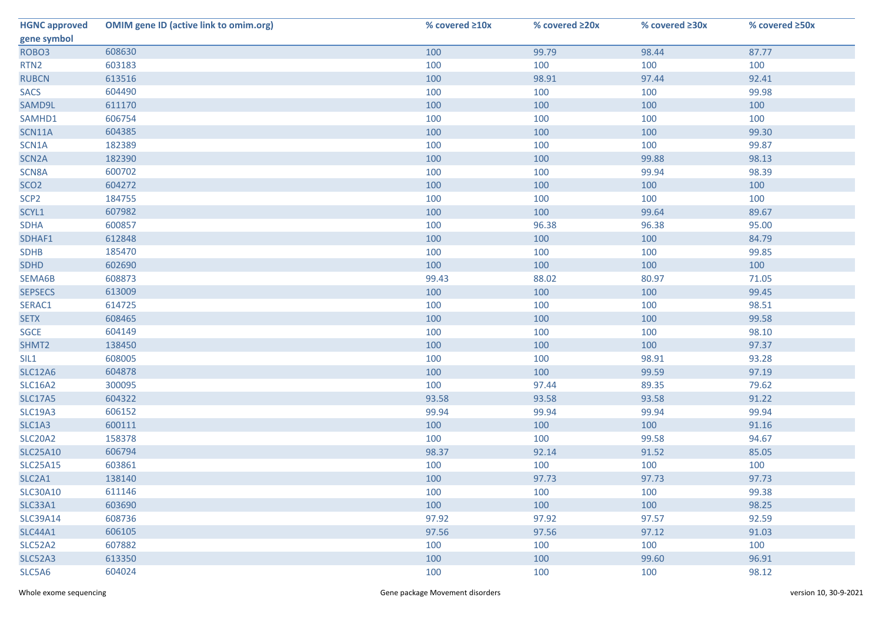| HGNC approved gene symbol | OMIM gene ID (active link to omim.org) | % covered ≥10x | % covered ≥20x | % covered ≥30x | % covered ≥50x |
|---|---|---|---|---|---|
| ROBO3 | 608630 | 100 | 99.79 | 98.44 | 87.77 |
| RTN2 | 603183 | 100 | 100 | 100 | 100 |
| RUBCN | 613516 | 100 | 98.91 | 97.44 | 92.41 |
| SACS | 604490 | 100 | 100 | 100 | 99.98 |
| SAMD9L | 611170 | 100 | 100 | 100 | 100 |
| SAMHD1 | 606754 | 100 | 100 | 100 | 100 |
| SCN11A | 604385 | 100 | 100 | 100 | 99.30 |
| SCN1A | 182389 | 100 | 100 | 100 | 99.87 |
| SCN2A | 182390 | 100 | 100 | 99.88 | 98.13 |
| SCN8A | 600702 | 100 | 100 | 99.94 | 98.39 |
| SCO2 | 604272 | 100 | 100 | 100 | 100 |
| SCP2 | 184755 | 100 | 100 | 100 | 100 |
| SCYL1 | 607982 | 100 | 100 | 99.64 | 89.67 |
| SDHA | 600857 | 100 | 96.38 | 96.38 | 95.00 |
| SDHAF1 | 612848 | 100 | 100 | 100 | 84.79 |
| SDHB | 185470 | 100 | 100 | 100 | 99.85 |
| SDHD | 602690 | 100 | 100 | 100 | 100 |
| SEMA6B | 608873 | 99.43 | 88.02 | 80.97 | 71.05 |
| SEPSECS | 613009 | 100 | 100 | 100 | 99.45 |
| SERAC1 | 614725 | 100 | 100 | 100 | 98.51 |
| SETX | 608465 | 100 | 100 | 100 | 99.58 |
| SGCE | 604149 | 100 | 100 | 100 | 98.10 |
| SHMT2 | 138450 | 100 | 100 | 100 | 97.37 |
| SIL1 | 608005 | 100 | 100 | 98.91 | 93.28 |
| SLC12A6 | 604878 | 100 | 100 | 99.59 | 97.19 |
| SLC16A2 | 300095 | 100 | 97.44 | 89.35 | 79.62 |
| SLC17A5 | 604322 | 93.58 | 93.58 | 93.58 | 91.22 |
| SLC19A3 | 606152 | 99.94 | 99.94 | 99.94 | 99.94 |
| SLC1A3 | 600111 | 100 | 100 | 100 | 91.16 |
| SLC20A2 | 158378 | 100 | 100 | 99.58 | 94.67 |
| SLC25A10 | 606794 | 98.37 | 92.14 | 91.52 | 85.05 |
| SLC25A15 | 603861 | 100 | 100 | 100 | 100 |
| SLC2A1 | 138140 | 100 | 97.73 | 97.73 | 97.73 |
| SLC30A10 | 611146 | 100 | 100 | 100 | 99.38 |
| SLC33A1 | 603690 | 100 | 100 | 100 | 98.25 |
| SLC39A14 | 608736 | 97.92 | 97.92 | 97.57 | 92.59 |
| SLC44A1 | 606105 | 97.56 | 97.56 | 97.12 | 91.03 |
| SLC52A2 | 607882 | 100 | 100 | 100 | 100 |
| SLC52A3 | 613350 | 100 | 100 | 99.60 | 96.91 |
| SLC5A6 | 604024 | 100 | 100 | 100 | 98.12 |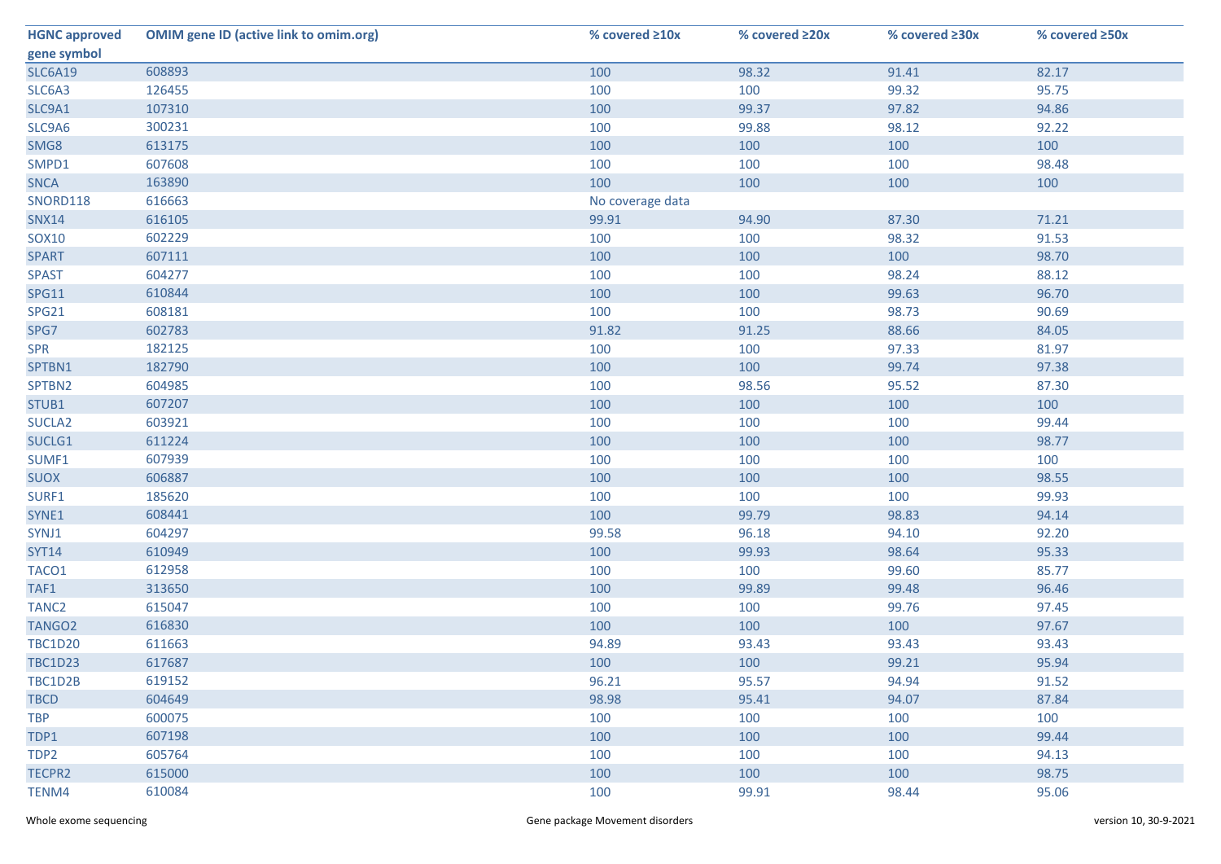| HGNC approved gene symbol | OMIM gene ID (active link to omim.org) | % covered ≥10x | % covered ≥20x | % covered ≥30x | % covered ≥50x |
|---|---|---|---|---|---|
| SLC6A19 | 608893 | 100 | 98.32 | 91.41 | 82.17 |
| SLC6A3 | 126455 | 100 | 100 | 99.32 | 95.75 |
| SLC9A1 | 107310 | 100 | 99.37 | 97.82 | 94.86 |
| SLC9A6 | 300231 | 100 | 99.88 | 98.12 | 92.22 |
| SMG8 | 613175 | 100 | 100 | 100 | 100 |
| SMPD1 | 607608 | 100 | 100 | 100 | 98.48 |
| SNCA | 163890 | 100 | 100 | 100 | 100 |
| SNORD118 | 616663 | No coverage data | | | |
| SNX14 | 616105 | 99.91 | 94.90 | 87.30 | 71.21 |
| SOX10 | 602229 | 100 | 100 | 98.32 | 91.53 |
| SPART | 607111 | 100 | 100 | 100 | 98.70 |
| SPAST | 604277 | 100 | 100 | 98.24 | 88.12 |
| SPG11 | 610844 | 100 | 100 | 99.63 | 96.70 |
| SPG21 | 608181 | 100 | 100 | 98.73 | 90.69 |
| SPG7 | 602783 | 91.82 | 91.25 | 88.66 | 84.05 |
| SPR | 182125 | 100 | 100 | 97.33 | 81.97 |
| SPTBN1 | 182790 | 100 | 100 | 99.74 | 97.38 |
| SPTBN2 | 604985 | 100 | 98.56 | 95.52 | 87.30 |
| STUB1 | 607207 | 100 | 100 | 100 | 100 |
| SUCLA2 | 603921 | 100 | 100 | 100 | 99.44 |
| SUCLG1 | 611224 | 100 | 100 | 100 | 98.77 |
| SUMF1 | 607939 | 100 | 100 | 100 | 100 |
| SUOX | 606887 | 100 | 100 | 100 | 98.55 |
| SURF1 | 185620 | 100 | 100 | 100 | 99.93 |
| SYNE1 | 608441 | 100 | 99.79 | 98.83 | 94.14 |
| SYNJ1 | 604297 | 99.58 | 96.18 | 94.10 | 92.20 |
| SYT14 | 610949 | 100 | 99.93 | 98.64 | 95.33 |
| TACO1 | 612958 | 100 | 100 | 99.60 | 85.77 |
| TAF1 | 313650 | 100 | 99.89 | 99.48 | 96.46 |
| TANC2 | 615047 | 100 | 100 | 99.76 | 97.45 |
| TANGO2 | 616830 | 100 | 100 | 100 | 97.67 |
| TBC1D20 | 611663 | 94.89 | 93.43 | 93.43 | 93.43 |
| TBC1D23 | 617687 | 100 | 100 | 99.21 | 95.94 |
| TBC1D2B | 619152 | 96.21 | 95.57 | 94.94 | 91.52 |
| TBCD | 604649 | 98.98 | 95.41 | 94.07 | 87.84 |
| TBP | 600075 | 100 | 100 | 100 | 100 |
| TDP1 | 607198 | 100 | 100 | 100 | 99.44 |
| TDP2 | 605764 | 100 | 100 | 100 | 94.13 |
| TECPR2 | 615000 | 100 | 100 | 100 | 98.75 |
| TENM4 | 610084 | 100 | 99.91 | 98.44 | 95.06 |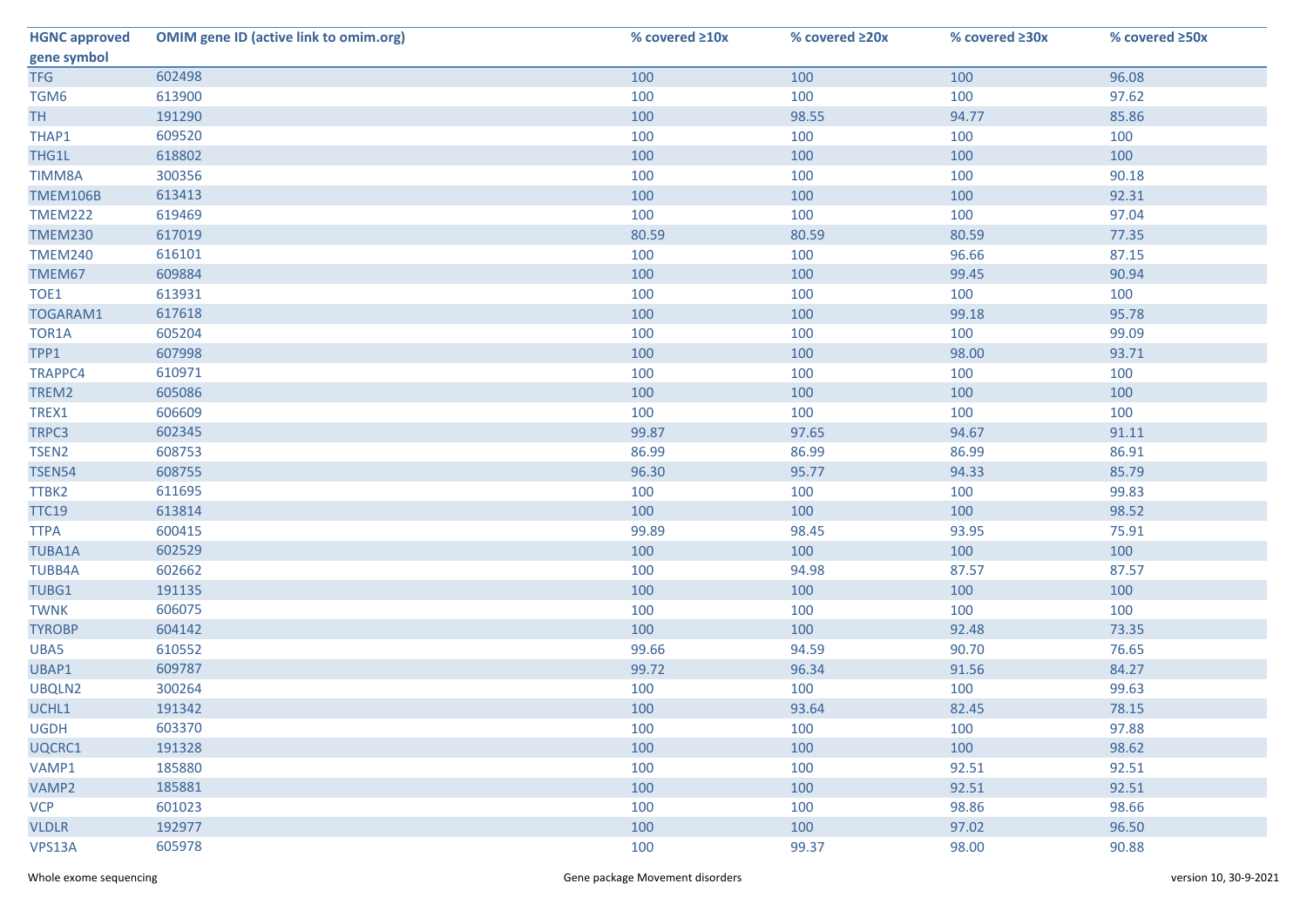| HGNC approved gene symbol | OMIM gene ID (active link to omim.org) | % covered ≥10x | % covered ≥20x | % covered ≥30x | % covered ≥50x |
|---|---|---|---|---|---|
| TFG | 602498 | 100 | 100 | 100 | 96.08 |
| TGM6 | 613900 | 100 | 100 | 100 | 97.62 |
| TH | 191290 | 100 | 98.55 | 94.77 | 85.86 |
| THAP1 | 609520 | 100 | 100 | 100 | 100 |
| THG1L | 618802 | 100 | 100 | 100 | 100 |
| TIMM8A | 300356 | 100 | 100 | 100 | 90.18 |
| TMEM106B | 613413 | 100 | 100 | 100 | 92.31 |
| TMEM222 | 619469 | 100 | 100 | 100 | 97.04 |
| TMEM230 | 617019 | 80.59 | 80.59 | 80.59 | 77.35 |
| TMEM240 | 616101 | 100 | 100 | 96.66 | 87.15 |
| TMEM67 | 609884 | 100 | 100 | 99.45 | 90.94 |
| TOE1 | 613931 | 100 | 100 | 100 | 100 |
| TOGARAM1 | 617618 | 100 | 100 | 99.18 | 95.78 |
| TOR1A | 605204 | 100 | 100 | 100 | 99.09 |
| TPP1 | 607998 | 100 | 100 | 98.00 | 93.71 |
| TRAPPC4 | 610971 | 100 | 100 | 100 | 100 |
| TREM2 | 605086 | 100 | 100 | 100 | 100 |
| TREX1 | 606609 | 100 | 100 | 100 | 100 |
| TRPC3 | 602345 | 99.87 | 97.65 | 94.67 | 91.11 |
| TSEN2 | 608753 | 86.99 | 86.99 | 86.99 | 86.91 |
| TSEN54 | 608755 | 96.30 | 95.77 | 94.33 | 85.79 |
| TTBK2 | 611695 | 100 | 100 | 100 | 99.83 |
| TTC19 | 613814 | 100 | 100 | 100 | 98.52 |
| TTPA | 600415 | 99.89 | 98.45 | 93.95 | 75.91 |
| TUBA1A | 602529 | 100 | 100 | 100 | 100 |
| TUBB4A | 602662 | 100 | 94.98 | 87.57 | 87.57 |
| TUBG1 | 191135 | 100 | 100 | 100 | 100 |
| TWNK | 606075 | 100 | 100 | 100 | 100 |
| TYROBP | 604142 | 100 | 100 | 92.48 | 73.35 |
| UBA5 | 610552 | 99.66 | 94.59 | 90.70 | 76.65 |
| UBAP1 | 609787 | 99.72 | 96.34 | 91.56 | 84.27 |
| UBQLN2 | 300264 | 100 | 100 | 100 | 99.63 |
| UCHL1 | 191342 | 100 | 93.64 | 82.45 | 78.15 |
| UGDH | 603370 | 100 | 100 | 100 | 97.88 |
| UQCRC1 | 191328 | 100 | 100 | 100 | 98.62 |
| VAMP1 | 185880 | 100 | 100 | 92.51 | 92.51 |
| VAMP2 | 185881 | 100 | 100 | 92.51 | 92.51 |
| VCP | 601023 | 100 | 100 | 98.86 | 98.66 |
| VLDLR | 192977 | 100 | 100 | 97.02 | 96.50 |
| VPS13A | 605978 | 100 | 99.37 | 98.00 | 90.88 |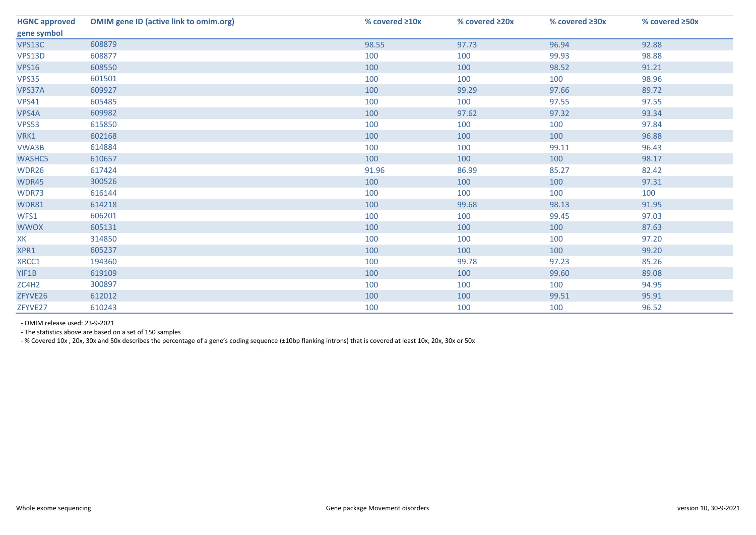| HGNC approved gene symbol | OMIM gene ID (active link to omim.org) | % covered ≥10x | % covered ≥20x | % covered ≥30x | % covered ≥50x |
|---|---|---|---|---|---|
| VPS13C | 608879 | 98.55 | 97.73 | 96.94 | 92.88 |
| VPS13D | 608877 | 100 | 100 | 99.93 | 98.88 |
| VPS16 | 608550 | 100 | 100 | 98.52 | 91.21 |
| VPS35 | 601501 | 100 | 100 | 100 | 98.96 |
| VPS37A | 609927 | 100 | 99.29 | 97.66 | 89.72 |
| VPS41 | 605485 | 100 | 100 | 97.55 | 97.55 |
| VPS4A | 609982 | 100 | 97.62 | 97.32 | 93.34 |
| VPS53 | 615850 | 100 | 100 | 100 | 97.84 |
| VRK1 | 602168 | 100 | 100 | 100 | 96.88 |
| VWA3B | 614884 | 100 | 100 | 99.11 | 96.43 |
| WASHC5 | 610657 | 100 | 100 | 100 | 98.17 |
| WDR26 | 617424 | 91.96 | 86.99 | 85.27 | 82.42 |
| WDR45 | 300526 | 100 | 100 | 100 | 97.31 |
| WDR73 | 616144 | 100 | 100 | 100 | 100 |
| WDR81 | 614218 | 100 | 99.68 | 98.13 | 91.95 |
| WFS1 | 606201 | 100 | 100 | 99.45 | 97.03 |
| WWOX | 605131 | 100 | 100 | 100 | 87.63 |
| XK | 314850 | 100 | 100 | 100 | 97.20 |
| XPR1 | 605237 | 100 | 100 | 100 | 99.20 |
| XRCC1 | 194360 | 100 | 99.78 | 97.23 | 85.26 |
| YIF1B | 619109 | 100 | 100 | 99.60 | 89.08 |
| ZC4H2 | 300897 | 100 | 100 | 100 | 94.95 |
| ZFYVE26 | 612012 | 100 | 100 | 99.51 | 95.91 |
| ZFYVE27 | 610243 | 100 | 100 | 100 | 96.52 |

- OMIM release used: 23-9-2021
- The statistics above are based on a set of 150 samples
- % Covered 10x , 20x, 30x and 50x describes the percentage of a gene's coding sequence (±10bp flanking introns) that is covered at least 10x, 20x, 30x or 50x